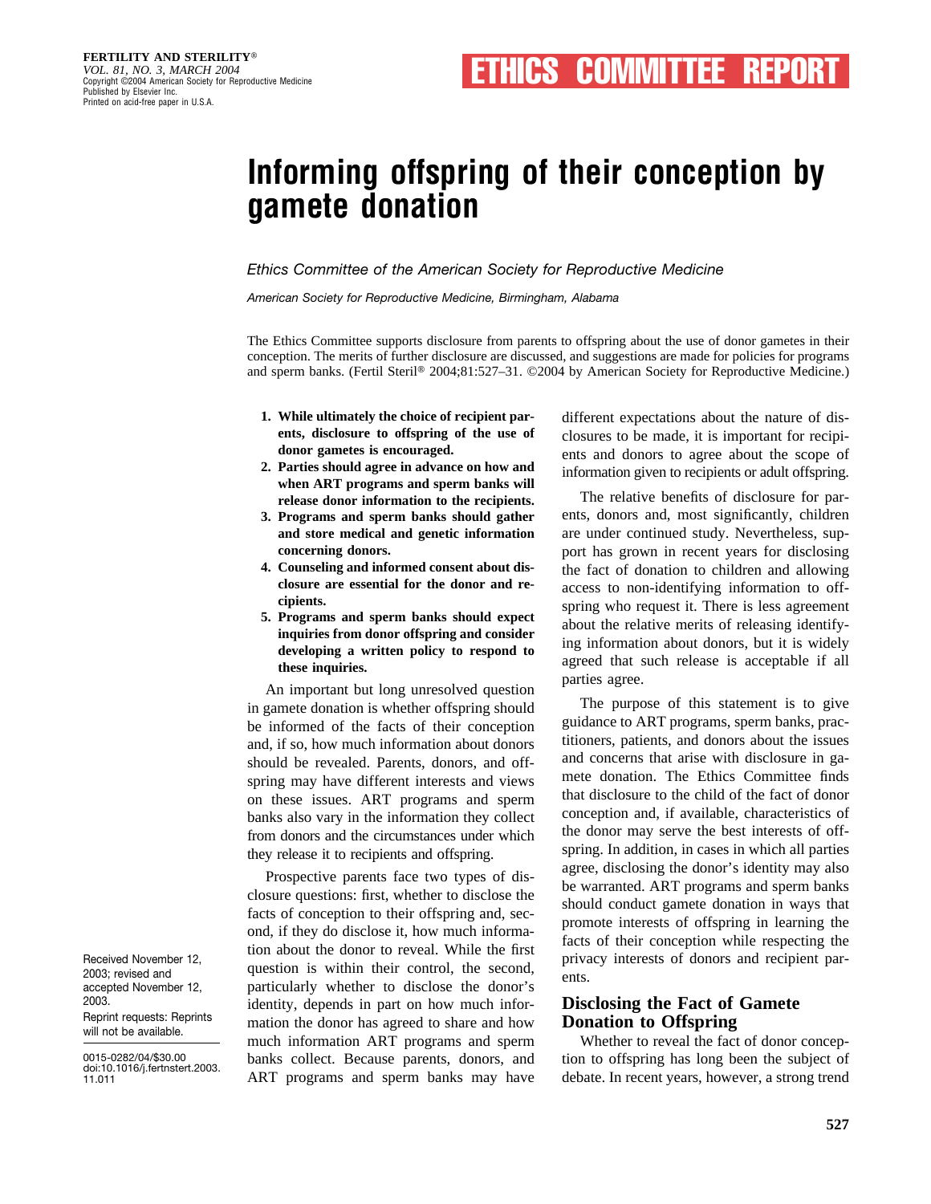ETHICS COMMITTEE REPORT

# Informing offspring of their conception by gamete donation

*Ethics Committee of the American Society for Reproductive Medicine*

*American Society for Reproductive Medicine, Birmingham, Alabama*

The Ethics Committee supports disclosure from parents to offspring about the use of donor gametes in their conception. The merits of further disclosure are discussed, and suggestions are made for policies for programs and sperm banks. (Fertil Steril® 2004;81:527–31. ©2004 by American Society for Reproductive Medicine.)

1. **While ultimately the choice of recipient parents, disclosure to offspring of the use of donor gametes is encouraged.**
2. **Parties should agree in advance on how and when ART programs and sperm banks will release donor information to the recipients.**
3. **Programs and sperm banks should gather and store medical and genetic information concerning donors.**
4. **Counseling and informed consent about disclosure are essential for the donor and recipients.**
5. **Programs and sperm banks should expect inquiries from donor offspring and consider developing a written policy to respond to these inquiries.**

An important but long unresolved question in gamete donation is whether offspring should be informed of the facts of their conception and, if so, how much information about donors should be revealed. Parents, donors, and offspring may have different interests and views on these issues. ART programs and sperm banks also vary in the information they collect from donors and the circumstances under which they release it to recipients and offspring.

Prospective parents face two types of disclosure questions: first, whether to disclose the facts of conception to their offspring and, second, if they do disclose it, how much information about the donor to reveal. While the first question is within their control, the second, particularly whether to disclose the donor's identity, depends in part on how much information the donor has agreed to share and how much information ART programs and sperm banks collect. Because parents, donors, and ART programs and sperm banks may have different expectations about the nature of disclosures to be made, it is important for recipients and donors to agree about the scope of information given to recipients or adult offspring.

The relative benefits of disclosure for parents, donors and, most significantly, children are under continued study. Nevertheless, support has grown in recent years for disclosing the fact of donation to children and allowing access to non-identifying information to offspring who request it. There is less agreement about the relative merits of releasing identifying information about donors, but it is widely agreed that such release is acceptable if all parties agree.

The purpose of this statement is to give guidance to ART programs, sperm banks, practitioners, patients, and donors about the issues and concerns that arise with disclosure in gamete donation. The Ethics Committee finds that disclosure to the child of the fact of donor conception and, if available, characteristics of the donor may serve the best interests of offspring. In addition, in cases in which all parties agree, disclosing the donor's identity may also be warranted. ART programs and sperm banks should conduct gamete donation in ways that promote interests of offspring in learning the facts of their conception while respecting the privacy interests of donors and recipient parents.

## Disclosing the Fact of Gamete Donation to Offspring

Whether to reveal the fact of donor conception to offspring has long been the subject of debate. In recent years, however, a strong trend

Received November 12, 2003; revised and accepted November 12, 2003.

Reprint requests: Reprints will not be available.

0015-0282/04/$30.00
doi:10.1016/j.fertnstert.2003.11.011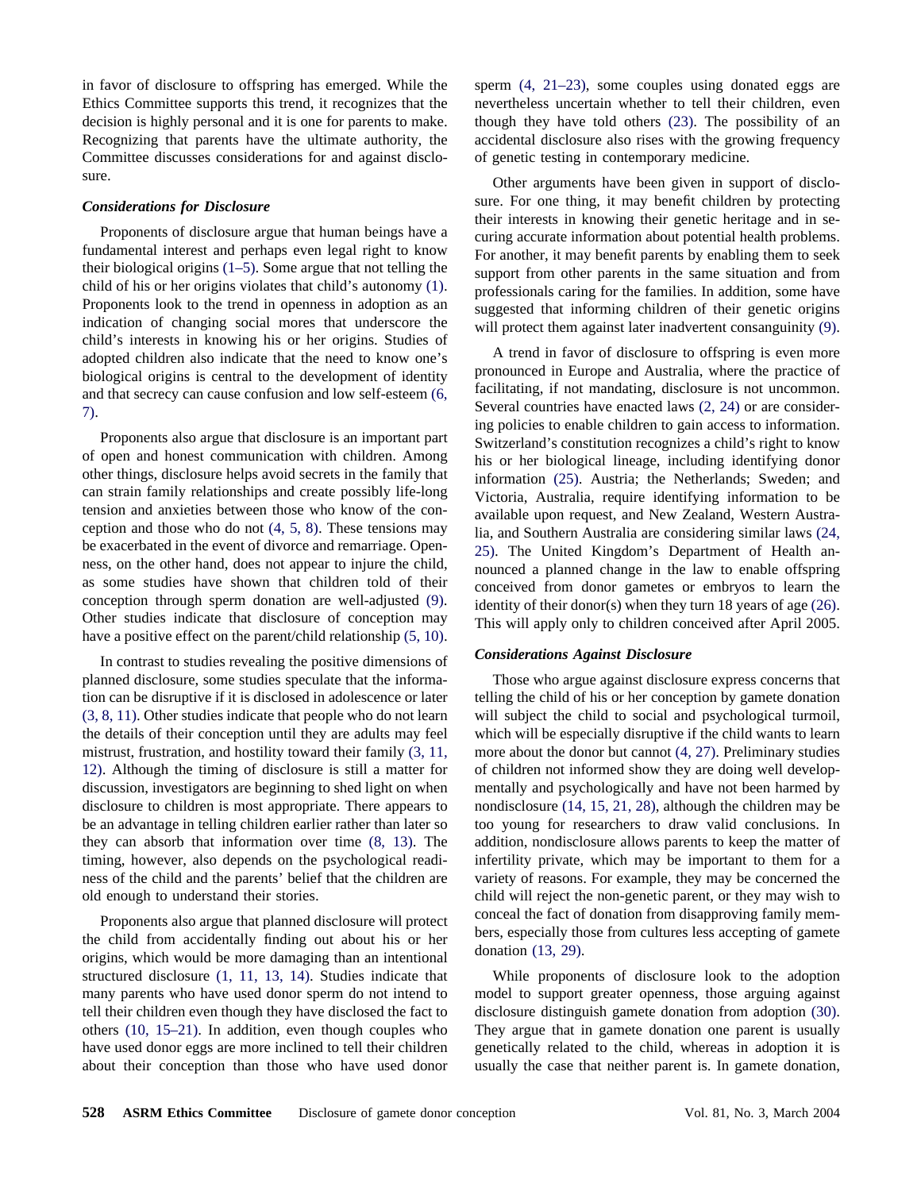in favor of disclosure to offspring has emerged. While the Ethics Committee supports this trend, it recognizes that the decision is highly personal and it is one for parents to make. Recognizing that parents have the ultimate authority, the Committee discusses considerations for and against disclosure.

### *Considerations for Disclosure*

Proponents of disclosure argue that human beings have a fundamental interest and perhaps even legal right to know their biological origins (1–5). Some argue that not telling the child of his or her origins violates that child's autonomy (1). Proponents look to the trend in openness in adoption as an indication of changing social mores that underscore the child's interests in knowing his or her origins. Studies of adopted children also indicate that the need to know one's biological origins is central to the development of identity and that secrecy can cause confusion and low self-esteem (6, 7).

Proponents also argue that disclosure is an important part of open and honest communication with children. Among other things, disclosure helps avoid secrets in the family that can strain family relationships and create possibly life-long tension and anxieties between those who know of the conception and those who do not (4, 5, 8). These tensions may be exacerbated in the event of divorce and remarriage. Openness, on the other hand, does not appear to injure the child, as some studies have shown that children told of their conception through sperm donation are well-adjusted (9). Other studies indicate that disclosure of conception may have a positive effect on the parent/child relationship (5, 10).

In contrast to studies revealing the positive dimensions of planned disclosure, some studies speculate that the information can be disruptive if it is disclosed in adolescence or later (3, 8, 11). Other studies indicate that people who do not learn the details of their conception until they are adults may feel mistrust, frustration, and hostility toward their family (3, 11, 12). Although the timing of disclosure is still a matter for discussion, investigators are beginning to shed light on when disclosure to children is most appropriate. There appears to be an advantage in telling children earlier rather than later so they can absorb that information over time (8, 13). The timing, however, also depends on the psychological readiness of the child and the parents' belief that the children are old enough to understand their stories.

Proponents also argue that planned disclosure will protect the child from accidentally finding out about his or her origins, which would be more damaging than an intentional structured disclosure (1, 11, 13, 14). Studies indicate that many parents who have used donor sperm do not intend to tell their children even though they have disclosed the fact to others (10, 15–21). In addition, even though couples who have used donor eggs are more inclined to tell their children about their conception than those who have used donor sperm (4, 21–23), some couples using donated eggs are nevertheless uncertain whether to tell their children, even though they have told others (23). The possibility of an accidental disclosure also rises with the growing frequency of genetic testing in contemporary medicine.

Other arguments have been given in support of disclosure. For one thing, it may benefit children by protecting their interests in knowing their genetic heritage and in securing accurate information about potential health problems. For another, it may benefit parents by enabling them to seek support from other parents in the same situation and from professionals caring for the families. In addition, some have suggested that informing children of their genetic origins will protect them against later inadvertent consanguinity (9).

A trend in favor of disclosure to offspring is even more pronounced in Europe and Australia, where the practice of facilitating, if not mandating, disclosure is not uncommon. Several countries have enacted laws (2, 24) or are considering policies to enable children to gain access to information. Switzerland's constitution recognizes a child's right to know his or her biological lineage, including identifying donor information (25). Austria; the Netherlands; Sweden; and Victoria, Australia, require identifying information to be available upon request, and New Zealand, Western Australia, and Southern Australia are considering similar laws (24, 25). The United Kingdom's Department of Health announced a planned change in the law to enable offspring conceived from donor gametes or embryos to learn the identity of their donor(s) when they turn 18 years of age (26). This will apply only to children conceived after April 2005.

### *Considerations Against Disclosure*

Those who argue against disclosure express concerns that telling the child of his or her conception by gamete donation will subject the child to social and psychological turmoil, which will be especially disruptive if the child wants to learn more about the donor but cannot (4, 27). Preliminary studies of children not informed show they are doing well developmentally and psychologically and have not been harmed by nondisclosure (14, 15, 21, 28), although the children may be too young for researchers to draw valid conclusions. In addition, nondisclosure allows parents to keep the matter of infertility private, which may be important to them for a variety of reasons. For example, they may be concerned the child will reject the non-genetic parent, or they may wish to conceal the fact of donation from disapproving family members, especially those from cultures less accepting of gamete donation (13, 29).

While proponents of disclosure look to the adoption model to support greater openness, those arguing against disclosure distinguish gamete donation from adoption (30). They argue that in gamete donation one parent is usually genetically related to the child, whereas in adoption it is usually the case that neither parent is. In gamete donation,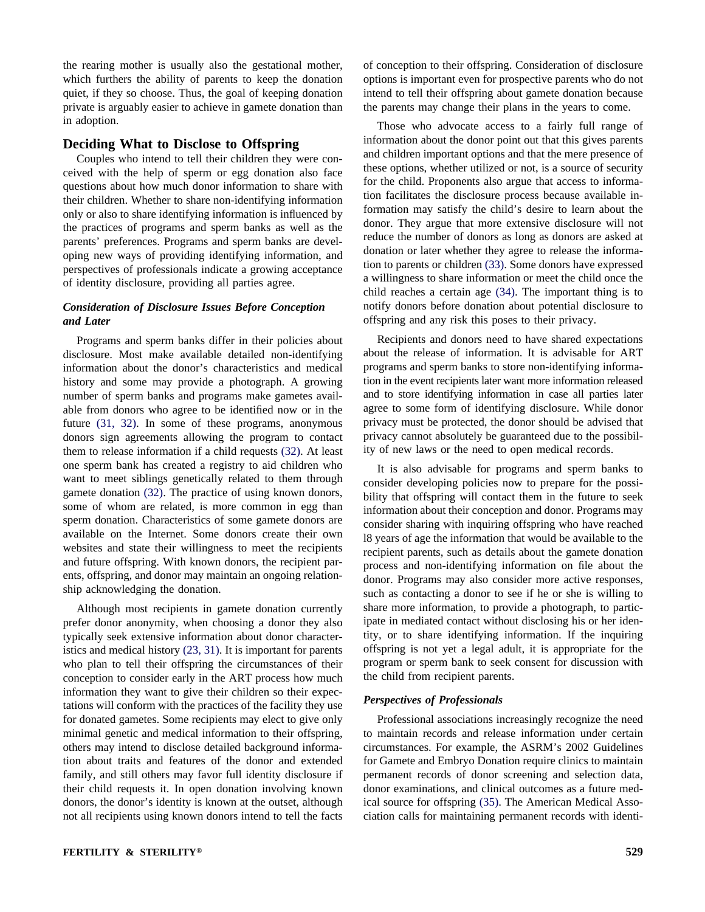the rearing mother is usually also the gestational mother, which furthers the ability of parents to keep the donation quiet, if they so choose. Thus, the goal of keeping donation private is arguably easier to achieve in gamete donation than in adoption.

## Deciding What to Disclose to Offspring

Couples who intend to tell their children they were conceived with the help of sperm or egg donation also face questions about how much donor information to share with their children. Whether to share non-identifying information only or also to share identifying information is influenced by the practices of programs and sperm banks as well as the parents' preferences. Programs and sperm banks are developing new ways of providing identifying information, and perspectives of professionals indicate a growing acceptance of identity disclosure, providing all parties agree.

### *Consideration of Disclosure Issues Before Conception and Later*

Programs and sperm banks differ in their policies about disclosure. Most make available detailed non-identifying information about the donor's characteristics and medical history and some may provide a photograph. A growing number of sperm banks and programs make gametes available from donors who agree to be identified now or in the future (31, 32). In some of these programs, anonymous donors sign agreements allowing the program to contact them to release information if a child requests (32). At least one sperm bank has created a registry to aid children who want to meet siblings genetically related to them through gamete donation (32). The practice of using known donors, some of whom are related, is more common in egg than sperm donation. Characteristics of some gamete donors are available on the Internet. Some donors create their own websites and state their willingness to meet the recipients and future offspring. With known donors, the recipient parents, offspring, and donor may maintain an ongoing relationship acknowledging the donation.

Although most recipients in gamete donation currently prefer donor anonymity, when choosing a donor they also typically seek extensive information about donor characteristics and medical history (23, 31). It is important for parents who plan to tell their offspring the circumstances of their conception to consider early in the ART process how much information they want to give their children so their expectations will conform with the practices of the facility they use for donated gametes. Some recipients may elect to give only minimal genetic and medical information to their offspring, others may intend to disclose detailed background information about traits and features of the donor and extended family, and still others may favor full identity disclosure if their child requests it. In open donation involving known donors, the donor's identity is known at the outset, although not all recipients using known donors intend to tell the facts of conception to their offspring. Consideration of disclosure options is important even for prospective parents who do not intend to tell their offspring about gamete donation because the parents may change their plans in the years to come.

Those who advocate access to a fairly full range of information about the donor point out that this gives parents and children important options and that the mere presence of these options, whether utilized or not, is a source of security for the child. Proponents also argue that access to information facilitates the disclosure process because available information may satisfy the child's desire to learn about the donor. They argue that more extensive disclosure will not reduce the number of donors as long as donors are asked at donation or later whether they agree to release the information to parents or children (33). Some donors have expressed a willingness to share information or meet the child once the child reaches a certain age (34). The important thing is to notify donors before donation about potential disclosure to offspring and any risk this poses to their privacy.

Recipients and donors need to have shared expectations about the release of information. It is advisable for ART programs and sperm banks to store non-identifying information in the event recipients later want more information released and to store identifying information in case all parties later agree to some form of identifying disclosure. While donor privacy must be protected, the donor should be advised that privacy cannot absolutely be guaranteed due to the possibility of new laws or the need to open medical records.

It is also advisable for programs and sperm banks to consider developing policies now to prepare for the possibility that offspring will contact them in the future to seek information about their conception and donor. Programs may consider sharing with inquiring offspring who have reached l8 years of age the information that would be available to the recipient parents, such as details about the gamete donation process and non-identifying information on file about the donor. Programs may also consider more active responses, such as contacting a donor to see if he or she is willing to share more information, to provide a photograph, to participate in mediated contact without disclosing his or her identity, or to share identifying information. If the inquiring offspring is not yet a legal adult, it is appropriate for the program or sperm bank to seek consent for discussion with the child from recipient parents.

### *Perspectives of Professionals*

Professional associations increasingly recognize the need to maintain records and release information under certain circumstances. For example, the ASRM's 2002 Guidelines for Gamete and Embryo Donation require clinics to maintain permanent records of donor screening and selection data, donor examinations, and clinical outcomes as a future medical source for offspring (35). The American Medical Association calls for maintaining permanent records with identi-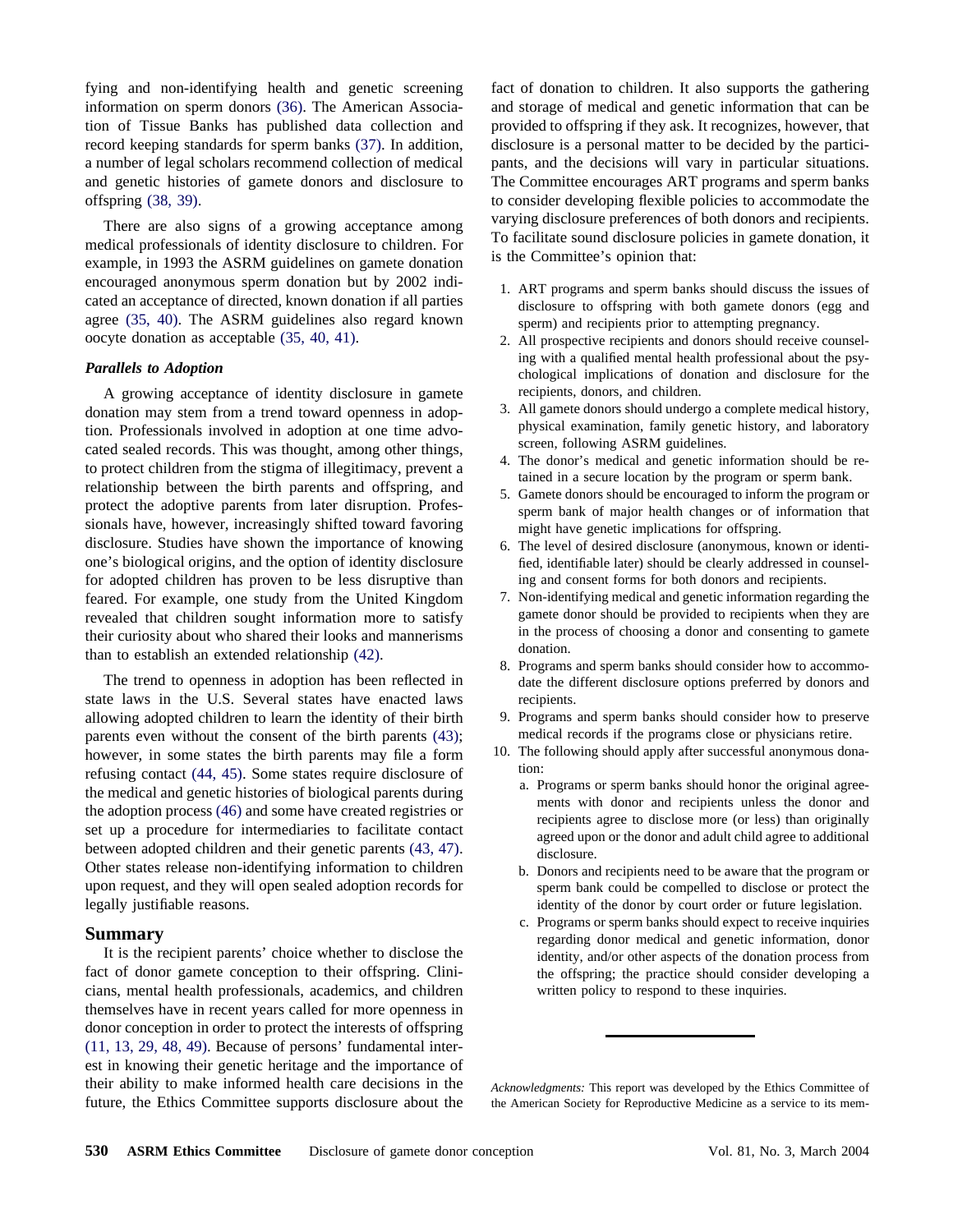fying and non-identifying health and genetic screening information on sperm donors (36). The American Association of Tissue Banks has published data collection and record keeping standards for sperm banks (37). In addition, a number of legal scholars recommend collection of medical and genetic histories of gamete donors and disclosure to offspring (38, 39).

There are also signs of a growing acceptance among medical professionals of identity disclosure to children. For example, in 1993 the ASRM guidelines on gamete donation encouraged anonymous sperm donation but by 2002 indicated an acceptance of directed, known donation if all parties agree (35, 40). The ASRM guidelines also regard known oocyte donation as acceptable (35, 40, 41).

### *Parallels to Adoption*

A growing acceptance of identity disclosure in gamete donation may stem from a trend toward openness in adoption. Professionals involved in adoption at one time advocated sealed records. This was thought, among other things, to protect children from the stigma of illegitimacy, prevent a relationship between the birth parents and offspring, and protect the adoptive parents from later disruption. Professionals have, however, increasingly shifted toward favoring disclosure. Studies have shown the importance of knowing one's biological origins, and the option of identity disclosure for adopted children has proven to be less disruptive than feared. For example, one study from the United Kingdom revealed that children sought information more to satisfy their curiosity about who shared their looks and mannerisms than to establish an extended relationship (42).

The trend to openness in adoption has been reflected in state laws in the U.S. Several states have enacted laws allowing adopted children to learn the identity of their birth parents even without the consent of the birth parents (43); however, in some states the birth parents may file a form refusing contact (44, 45). Some states require disclosure of the medical and genetic histories of biological parents during the adoption process (46) and some have created registries or set up a procedure for intermediaries to facilitate contact between adopted children and their genetic parents (43, 47). Other states release non-identifying information to children upon request, and they will open sealed adoption records for legally justifiable reasons.

## Summary

It is the recipient parents' choice whether to disclose the fact of donor gamete conception to their offspring. Clinicians, mental health professionals, academics, and children themselves have in recent years called for more openness in donor conception in order to protect the interests of offspring (11, 13, 29, 48, 49). Because of persons' fundamental interest in knowing their genetic heritage and the importance of their ability to make informed health care decisions in the future, the Ethics Committee supports disclosure about the fact of donation to children. It also supports the gathering and storage of medical and genetic information that can be provided to offspring if they ask. It recognizes, however, that disclosure is a personal matter to be decided by the participants, and the decisions will vary in particular situations. The Committee encourages ART programs and sperm banks to consider developing flexible policies to accommodate the varying disclosure preferences of both donors and recipients. To facilitate sound disclosure policies in gamete donation, it is the Committee's opinion that:

1. ART programs and sperm banks should discuss the issues of disclosure to offspring with both gamete donors (egg and sperm) and recipients prior to attempting pregnancy.
2. All prospective recipients and donors should receive counseling with a qualified mental health professional about the psychological implications of donation and disclosure for the recipients, donors, and children.
3. All gamete donors should undergo a complete medical history, physical examination, family genetic history, and laboratory screen, following ASRM guidelines.
4. The donor's medical and genetic information should be retained in a secure location by the program or sperm bank.
5. Gamete donors should be encouraged to inform the program or sperm bank of major health changes or of information that might have genetic implications for offspring.
6. The level of desired disclosure (anonymous, known or identified, identifiable later) should be clearly addressed in counseling and consent forms for both donors and recipients.
7. Non-identifying medical and genetic information regarding the gamete donor should be provided to recipients when they are in the process of choosing a donor and consenting to gamete donation.
8. Programs and sperm banks should consider how to accommodate the different disclosure options preferred by donors and recipients.
9. Programs and sperm banks should consider how to preserve medical records if the programs close or physicians retire.
10. The following should apply after successful anonymous donation:
    a. Programs or sperm banks should honor the original agreements with donor and recipients unless the donor and recipients agree to disclose more (or less) than originally agreed upon or the donor and adult child agree to additional disclosure.
    b. Donors and recipients need to be aware that the program or sperm bank could be compelled to disclose or protect the identity of the donor by court order or future legislation.
    c. Programs or sperm banks should expect to receive inquiries regarding donor medical and genetic information, donor identity, and/or other aspects of the donation process from the offspring; the practice should consider developing a written policy to respond to these inquiries.

---

*Acknowledgments:* This report was developed by the Ethics Committee of the American Society for Reproductive Medicine as a service to its mem-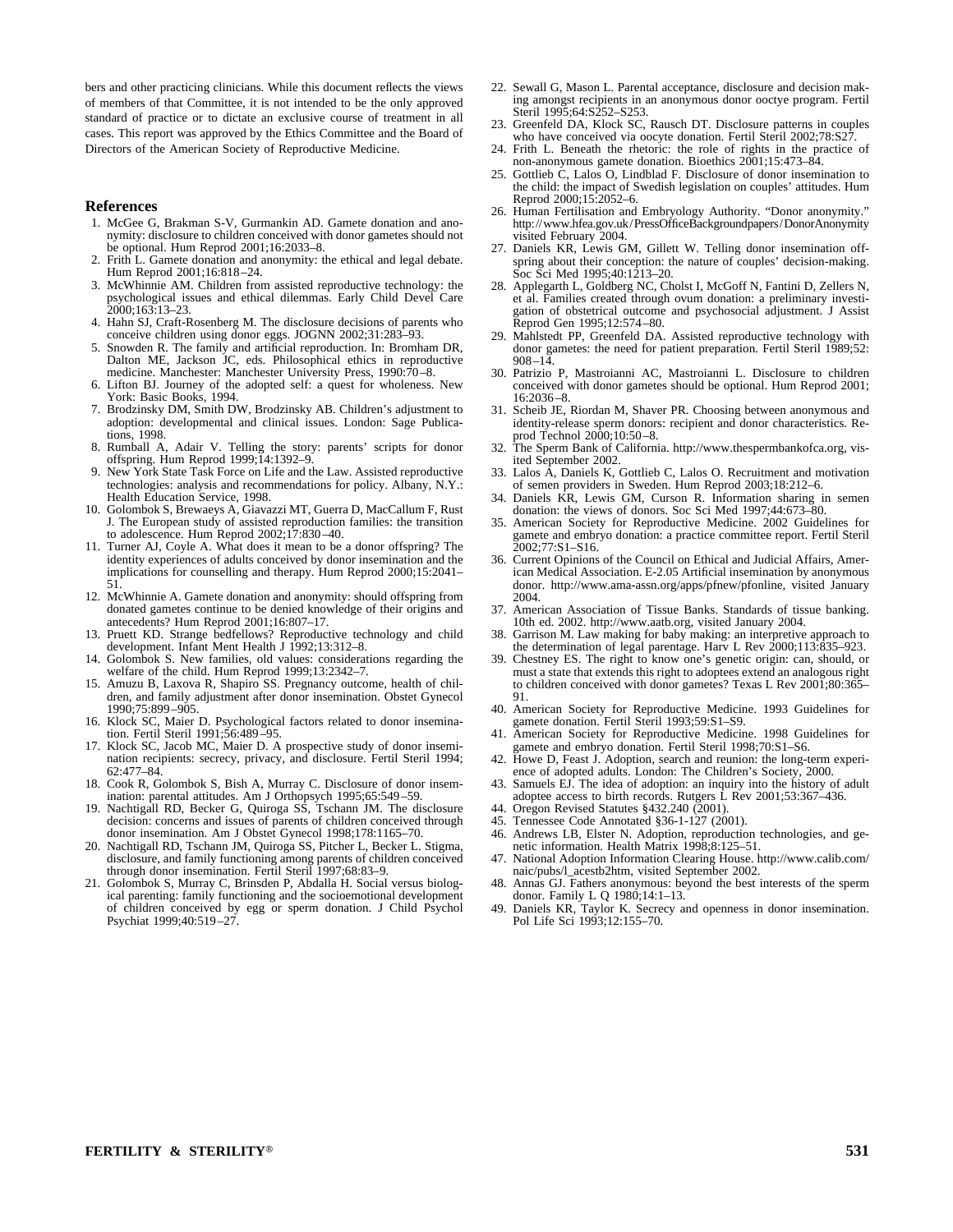bers and other practicing clinicians. While this document reflects the views of members of that Committee, it is not intended to be the only approved standard of practice or to dictate an exclusive course of treatment in all cases. This report was approved by the Ethics Committee and the Board of Directors of the American Society of Reproductive Medicine.

## References

1. McGee G, Brakman S-V, Gurmankin AD. Gamete donation and anonymity: disclosure to children conceived with donor gametes should not be optional. Hum Reprod 2001;16:2033–8.
2. Frith L. Gamete donation and anonymity: the ethical and legal debate. Hum Reprod 2001;16:818–24.
3. McWhinnie AM. Children from assisted reproductive technology: the psychological issues and ethical dilemmas. Early Child Devel Care 2000;163:13–23.
4. Hahn SJ, Craft-Rosenberg M. The disclosure decisions of parents who conceive children using donor eggs. JOGNN 2002;31:283–93.
5. Snowden R. The family and artificial reproduction. In: Bromham DR, Dalton ME, Jackson JC, eds. Philosophical ethics in reproductive medicine. Manchester: Manchester University Press, 1990:70–8.
6. Lifton BJ. Journey of the adopted self: a quest for wholeness. New York: Basic Books, 1994.
7. Brodzinsky DM, Smith DW, Brodzinsky AB. Children's adjustment to adoption: developmental and clinical issues. London: Sage Publications, 1998.
8. Rumball A, Adair V. Telling the story: parents' scripts for donor offspring. Hum Reprod 1999;14:1392–9.
9. New York State Task Force on Life and the Law. Assisted reproductive technologies: analysis and recommendations for policy. Albany, N.Y.: Health Education Service, 1998.
10. Golombok S, Brewaeys A, Giavazzi MT, Guerra D, MacCallum F, Rust J. The European study of assisted reproduction families: the transition to adolescence. Hum Reprod 2002;17:830–40.
11. Turner AJ, Coyle A. What does it mean to be a donor offspring? The identity experiences of adults conceived by donor insemination and the implications for counselling and therapy. Hum Reprod 2000;15:2041–51.
12. McWhinnie A. Gamete donation and anonymity: should offspring from donated gametes continue to be denied knowledge of their origins and antecedents? Hum Reprod 2001;16:807–17.
13. Pruett KD. Strange bedfellows? Reproductive technology and child development. Infant Ment Health J 1992;13:312–8.
14. Golombok S. New families, old values: considerations regarding the welfare of the child. Hum Reprod 1999;13:2342–7.
15. Amuzu B, Laxova R, Shapiro SS. Pregnancy outcome, health of children, and family adjustment after donor insemination. Obstet Gynecol 1990;75:899–905.
16. Klock SC, Maier D. Psychological factors related to donor insemination. Fertil Steril 1991;56:489–95.
17. Klock SC, Jacob MC, Maier D. A prospective study of donor insemination recipients: secrecy, privacy, and disclosure. Fertil Steril 1994;62:477–84.
18. Cook R, Golombok S, Bish A, Murray C. Disclosure of donor insemination: parental attitudes. Am J Orthopsych 1995;65:549–59.
19. Nachtigall RD, Becker G, Quiroga SS, Tschann JM. The disclosure decision: concerns and issues of parents of children conceived through donor insemination. Am J Obstet Gynecol 1998;178:1165–70.
20. Nachtigall RD, Tschann JM, Quiroga SS, Pitcher L, Becker L. Stigma, disclosure, and family functioning among parents of children conceived through donor insemination. Fertil Steril 1997;68:83–9.
21. Golombok S, Murray C, Brinsden P, Abdalla H. Social versus biological parenting: family functioning and the socioemotional development of children conceived by egg or sperm donation. J Child Psychol Psychiat 1999;40:519–27.
22. Sewall G, Mason L. Parental acceptance, disclosure and decision making amongst recipients in an anonymous donor ooctye program. Fertil Steril 1995;64:S252–S253.
23. Greenfeld DA, Klock SC, Rausch DT. Disclosure patterns in couples who have conceived via oocyte donation. Fertil Steril 2002;78:S27.
24. Frith L. Beneath the rhetoric: the role of rights in the practice of non-anonymous gamete donation. Bioethics 2001;15:473–84.
25. Gottlieb C, Lalos O, Lindblad F. Disclosure of donor insemination to the child: the impact of Swedish legislation on couples' attitudes. Hum Reprod 2000;15:2052–6.
26. Human Fertilisation and Embryology Authority. "Donor anonymity." http://www.hfea.gov.uk/PressOfficeBackgroundpapers/DonorAnonymity visited February 2004.
27. Daniels KR, Lewis GM, Gillett W. Telling donor insemination offspring about their conception: the nature of couples' decision-making. Soc Sci Med 1995;40:1213–20.
28. Applegarth L, Goldberg NC, Cholst I, McGoff N, Fantini D, Zellers N, et al. Families created through ovum donation: a preliminary investigation of obstetrical outcome and psychosocial adjustment. J Assist Reprod Gen 1995;12:574–80.
29. Mahlstedt PP, Greenfeld DA. Assisted reproductive technology with donor gametes: the need for patient preparation. Fertil Steril 1989;52:908–14.
30. Patrizio P, Mastroianni AC, Mastroianni L. Disclosure to children conceived with donor gametes should be optional. Hum Reprod 2001;16:2036–8.
31. Scheib JE, Riordan M, Shaver PR. Choosing between anonymous and identity-release sperm donors: recipient and donor characteristics. Reprod Technol 2000;10:50–8.
32. The Sperm Bank of California. http://www.thespermbankofca.org, visited September 2002.
33. Lalos A, Daniels K, Gottlieb C, Lalos O. Recruitment and motivation of semen providers in Sweden. Hum Reprod 2003;18:212–6.
34. Daniels KR, Lewis GM, Curson R. Information sharing in semen donation: the views of donors. Soc Sci Med 1997;44:673–80.
35. American Society for Reproductive Medicine. 2002 Guidelines for gamete and embryo donation: a practice committee report. Fertil Steril 2002;77:S1–S16.
36. Current Opinions of the Council on Ethical and Judicial Affairs, American Medical Association. E-2.05 Artificial insemination by anonymous donor. http://www.ama-assn.org/apps/pfnew/pfonline, visited January 2004.
37. American Association of Tissue Banks. Standards of tissue banking. 10th ed. 2002. http://www.aatb.org, visited January 2004.
38. Garrison M. Law making for baby making: an interpretive approach to the determination of legal parentage. Harv L Rev 2000;113:835–923.
39. Chestney ES. The right to know one's genetic origin: can, should, or must a state that extends this right to adoptees extend an analogous right to children conceived with donor gametes? Texas L Rev 2001;80:365–91.
40. American Society for Reproductive Medicine. 1993 Guidelines for gamete donation. Fertil Steril 1993;59:S1–S9.
41. American Society for Reproductive Medicine. 1998 Guidelines for gamete and embryo donation. Fertil Steril 1998;70:S1–S6.
42. Howe D, Feast J. Adoption, search and reunion: the long-term experience of adopted adults. London: The Children's Society, 2000.
43. Samuels EJ. The idea of adoption: an inquiry into the history of adult adoptee access to birth records. Rutgers L Rev 2001;53:367–436.
44. Oregon Revised Statutes §432.240 (2001).
45. Tennessee Code Annotated §36-1-127 (2001).
46. Andrews LB, Elster N. Adoption, reproduction technologies, and genetic information. Health Matrix 1998;8:125–51.
47. National Adoption Information Clearing House. http://www.calib.com/naic/pubs/l_acestb2htm, visited September 2002.
48. Annas GJ. Fathers anonymous: beyond the best interests of the sperm donor. Family L Q 1980;14:1–13.
49. Daniels KR, Taylor K. Secrecy and openness in donor insemination. Pol Life Sci 1993;12:155–70.